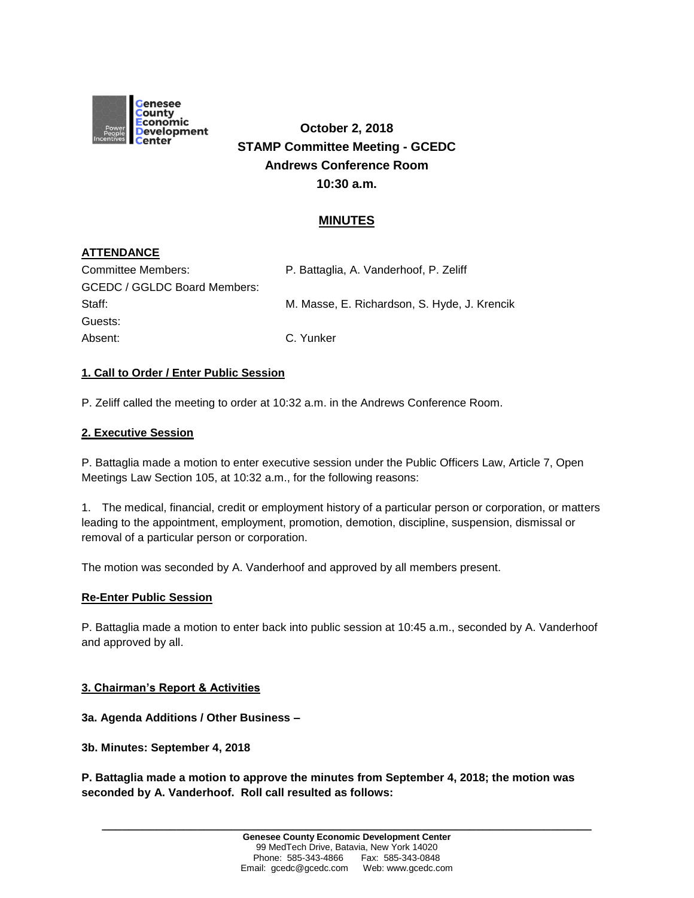**October 2, 2018**
**STAMP Committee Meeting - GCEDC**
**Andrews Conference Room**
**10:30 a.m.**

## MINUTES

### ATTENDANCE

| | |
|---|---|
| Committee Members: | P. Battaglia, A. Vanderhoof, P. Zeliff |
| GCEDC / GGLDC Board Members: | |
| Staff: | M. Masse, E. Richardson, S. Hyde, J. Krencik |
| Guests: | |
| Absent: | C. Yunker |

### 1. Call to Order / Enter Public Session

P. Zeliff called the meeting to order at 10:32 a.m. in the Andrews Conference Room.

### 2. Executive Session

P. Battaglia made a motion to enter executive session under the Public Officers Law, Article 7, Open Meetings Law Section 105, at 10:32 a.m., for the following reasons:

1. The medical, financial, credit or employment history of a particular person or corporation, or matters leading to the appointment, employment, promotion, demotion, discipline, suspension, dismissal or removal of a particular person or corporation.

The motion was seconded by A. Vanderhoof and approved by all members present.

### Re-Enter Public Session

P. Battaglia made a motion to enter back into public session at 10:45 a.m., seconded by A. Vanderhoof and approved by all.

### 3. Chairman's Report & Activities

**3a. Agenda Additions / Other Business –**

**3b. Minutes: September 4, 2018**

**P. Battaglia made a motion to approve the minutes from September 4, 2018; the motion was seconded by A. Vanderhoof. Roll call resulted as follows:**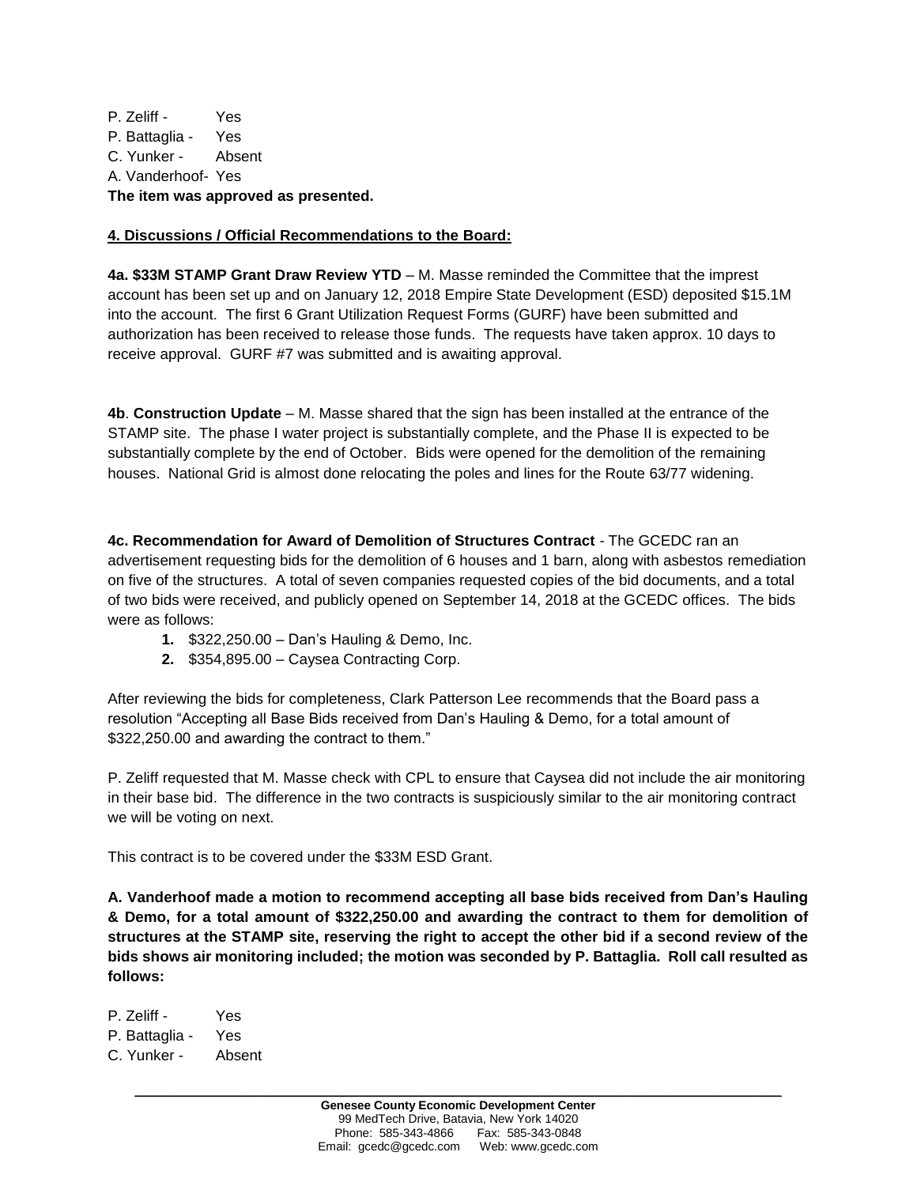P. Zeliff - Yes
P. Battaglia - Yes
C. Yunker - Absent
A. Vanderhoof- Yes
**The item was approved as presented.**

**4. Discussions / Official Recommendations to the Board:**

**4a. $33M STAMP Grant Draw Review YTD** – M. Masse reminded the Committee that the imprest account has been set up and on January 12, 2018 Empire State Development (ESD) deposited $15.1M into the account. The first 6 Grant Utilization Request Forms (GURF) have been submitted and authorization has been received to release those funds. The requests have taken approx. 10 days to receive approval. GURF #7 was submitted and is awaiting approval.

**4b**. **Construction Update** – M. Masse shared that the sign has been installed at the entrance of the STAMP site. The phase I water project is substantially complete, and the Phase II is expected to be substantially complete by the end of October. Bids were opened for the demolition of the remaining houses. National Grid is almost done relocating the poles and lines for the Route 63/77 widening.

**4c. Recommendation for Award of Demolition of Structures Contract** - The GCEDC ran an advertisement requesting bids for the demolition of 6 houses and 1 barn, along with asbestos remediation on five of the structures. A total of seven companies requested copies of the bid documents, and a total of two bids were received, and publicly opened on September 14, 2018 at the GCEDC offices. The bids were as follows:

1. $322,250.00 – Dan's Hauling & Demo, Inc.
2. $354,895.00 – Caysea Contracting Corp.

After reviewing the bids for completeness, Clark Patterson Lee recommends that the Board pass a resolution "Accepting all Base Bids received from Dan's Hauling & Demo, for a total amount of $322,250.00 and awarding the contract to them."

P. Zeliff requested that M. Masse check with CPL to ensure that Caysea did not include the air monitoring in their base bid. The difference in the two contracts is suspiciously similar to the air monitoring contract we will be voting on next.

This contract is to be covered under the $33M ESD Grant.

**A. Vanderhoof made a motion to recommend accepting all base bids received from Dan's Hauling & Demo, for a total amount of $322,250.00 and awarding the contract to them for demolition of structures at the STAMP site, reserving the right to accept the other bid if a second review of the bids shows air monitoring included; the motion was seconded by P. Battaglia. Roll call resulted as follows:**

P. Zeliff - Yes
P. Battaglia - Yes
C. Yunker - Absent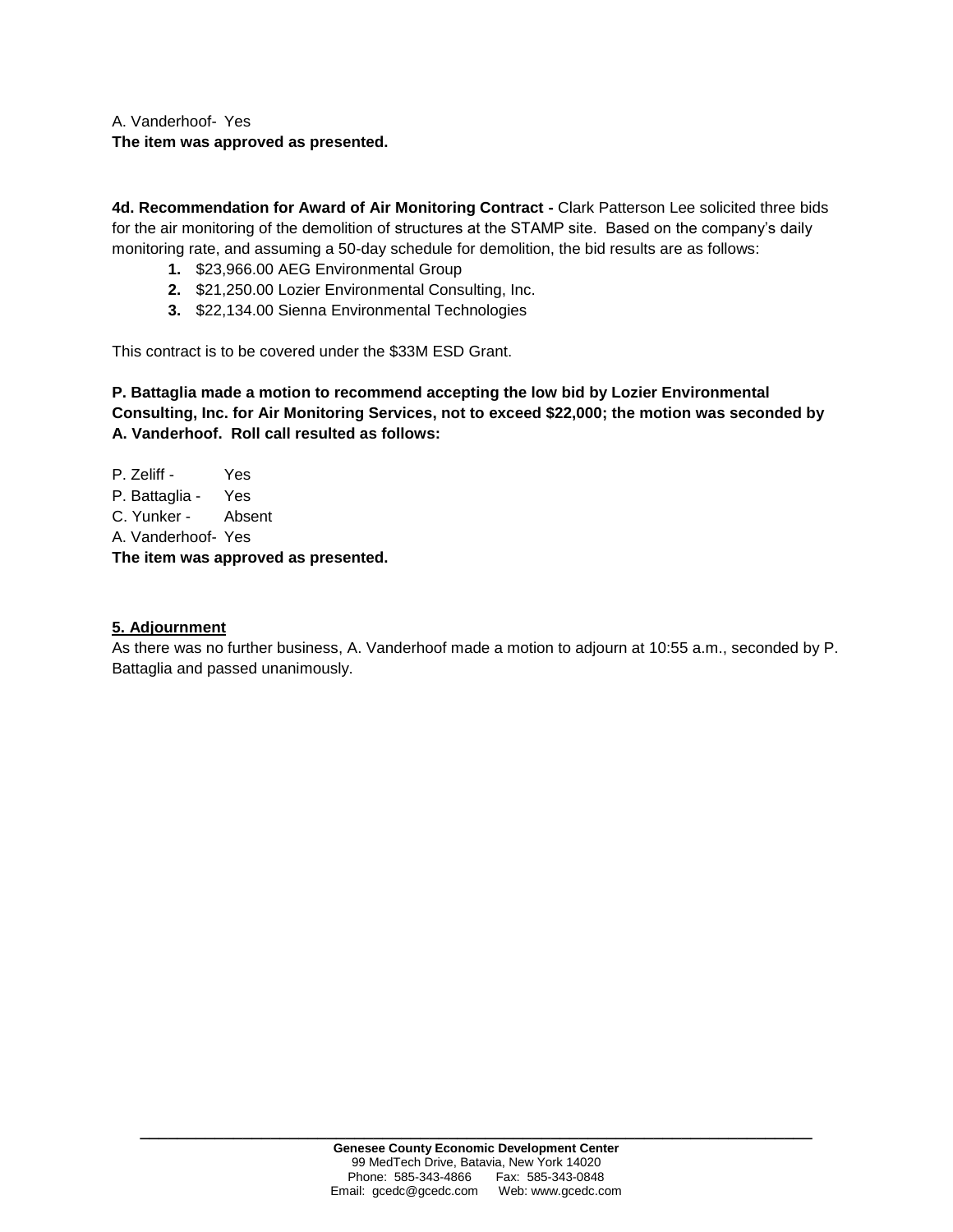A. Vanderhoof- Yes
**The item was approved as presented.**

**4d. Recommendation for Award of Air Monitoring Contract -** Clark Patterson Lee solicited three bids for the air monitoring of the demolition of structures at the STAMP site. Based on the company's daily monitoring rate, and assuming a 50-day schedule for demolition, the bid results are as follows:

1. $23,966.00 AEG Environmental Group
2. $21,250.00 Lozier Environmental Consulting, Inc.
3. $22,134.00 Sienna Environmental Technologies

This contract is to be covered under the $33M ESD Grant.

**P. Battaglia made a motion to recommend accepting the low bid by Lozier Environmental Consulting, Inc. for Air Monitoring Services, not to exceed $22,000; the motion was seconded by A. Vanderhoof. Roll call resulted as follows:**

P. Zeliff - Yes
P. Battaglia - Yes
C. Yunker - Absent
A. Vanderhoof- Yes
**The item was approved as presented.**

**5. Adjournment**

As there was no further business, A. Vanderhoof made a motion to adjourn at 10:55 a.m., seconded by P. Battaglia and passed unanimously.